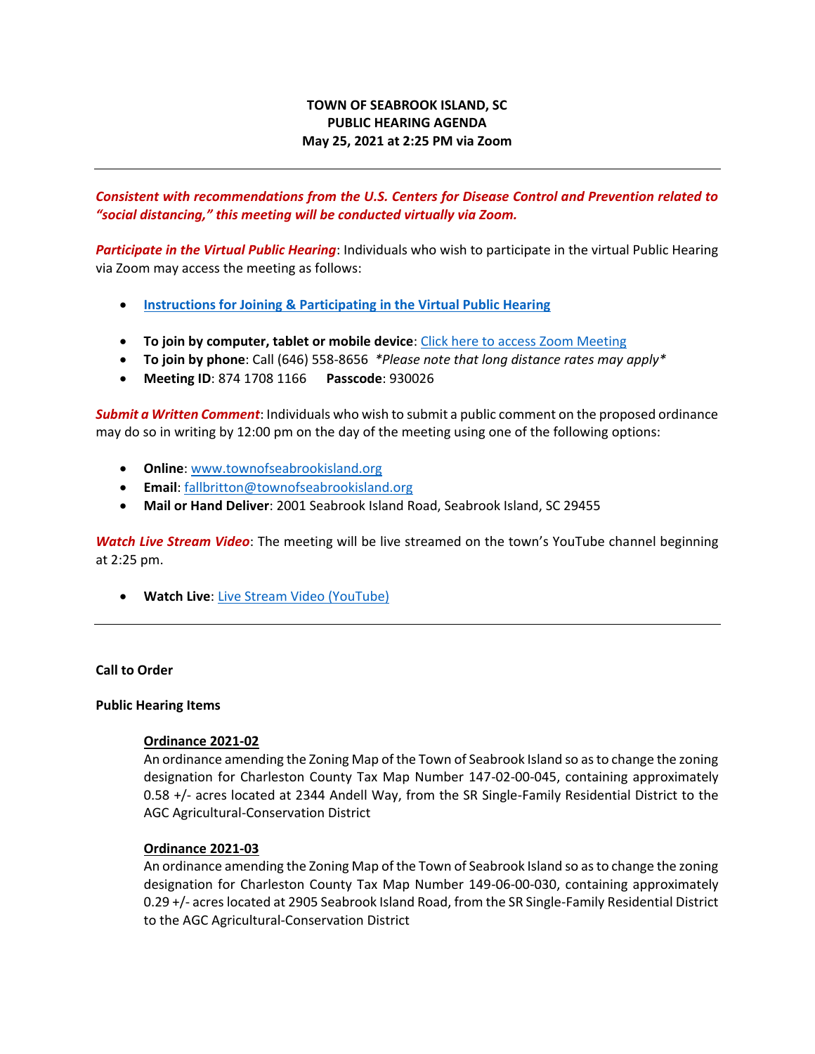**TOWN OF SEABROOK ISLAND, SC**
**PUBLIC HEARING AGENDA**
**May 25, 2021 at 2:25 PM via Zoom**

---

***Consistent with recommendations from the U.S. Centers for Disease Control and Prevention related to "social distancing," this meeting will be conducted virtually via Zoom.***

***Participate in the Virtual Public Hearing***: Individuals who wish to participate in the virtual Public Hearing via Zoom may access the meeting as follows:

- **Instructions for Joining & Participating in the Virtual Public Hearing**

- **To join by computer, tablet or mobile device**: Click here to access Zoom Meeting
- **To join by phone**: Call (646) 558-8656 *\*Please note that long distance rates may apply\**
- **Meeting ID**: 874 1708 1166 **Passcode**: 930026

***Submit a Written Comment***: Individuals who wish to submit a public comment on the proposed ordinance may do so in writing by 12:00 pm on the day of the meeting using one of the following options:

- **Online**: www.townofseabrookisland.org
- **Email**: fallbritton@townofseabrookisland.org
- **Mail or Hand Deliver**: 2001 Seabrook Island Road, Seabrook Island, SC 29455

***Watch Live Stream Video***: The meeting will be live streamed on the town's YouTube channel beginning at 2:25 pm.

- **Watch Live**: Live Stream Video (YouTube)

---

**Call to Order**

**Public Hearing Items**

**Ordinance 2021-02**
An ordinance amending the Zoning Map of the Town of Seabrook Island so as to change the zoning designation for Charleston County Tax Map Number 147-02-00-045, containing approximately 0.58 +/- acres located at 2344 Andell Way, from the SR Single-Family Residential District to the AGC Agricultural-Conservation District

**Ordinance 2021-03**
An ordinance amending the Zoning Map of the Town of Seabrook Island so as to change the zoning designation for Charleston County Tax Map Number 149-06-00-030, containing approximately 0.29 +/- acres located at 2905 Seabrook Island Road, from the SR Single-Family Residential District to the AGC Agricultural-Conservation District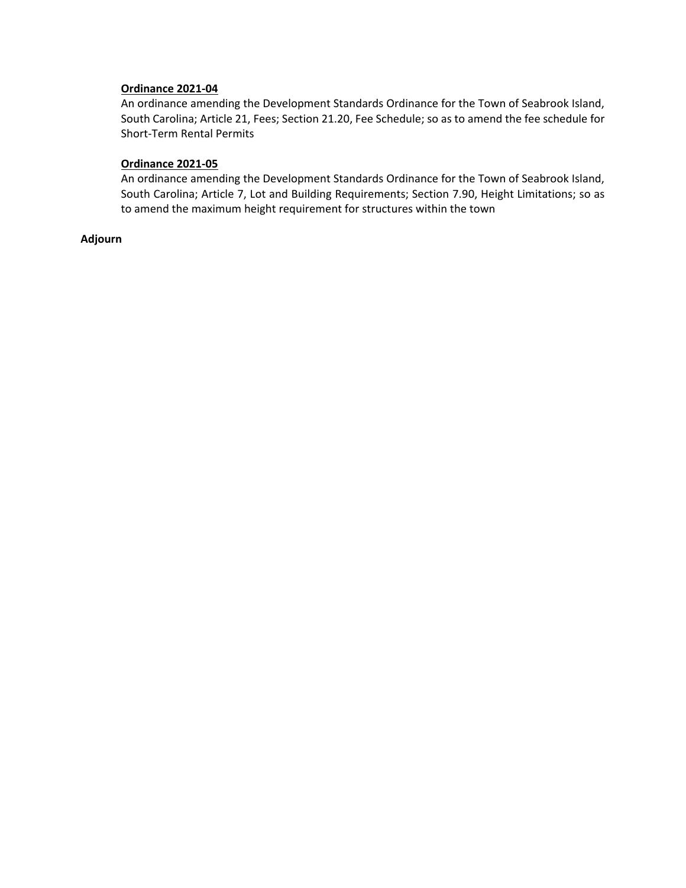<u>**Ordinance 2021-04**</u>

An ordinance amending the Development Standards Ordinance for the Town of Seabrook Island, South Carolina; Article 21, Fees; Section 21.20, Fee Schedule; so as to amend the fee schedule for Short-Term Rental Permits

<u>**Ordinance 2021-05**</u>

An ordinance amending the Development Standards Ordinance for the Town of Seabrook Island, South Carolina; Article 7, Lot and Building Requirements; Section 7.90, Height Limitations; so as to amend the maximum height requirement for structures within the town

**Adjourn**